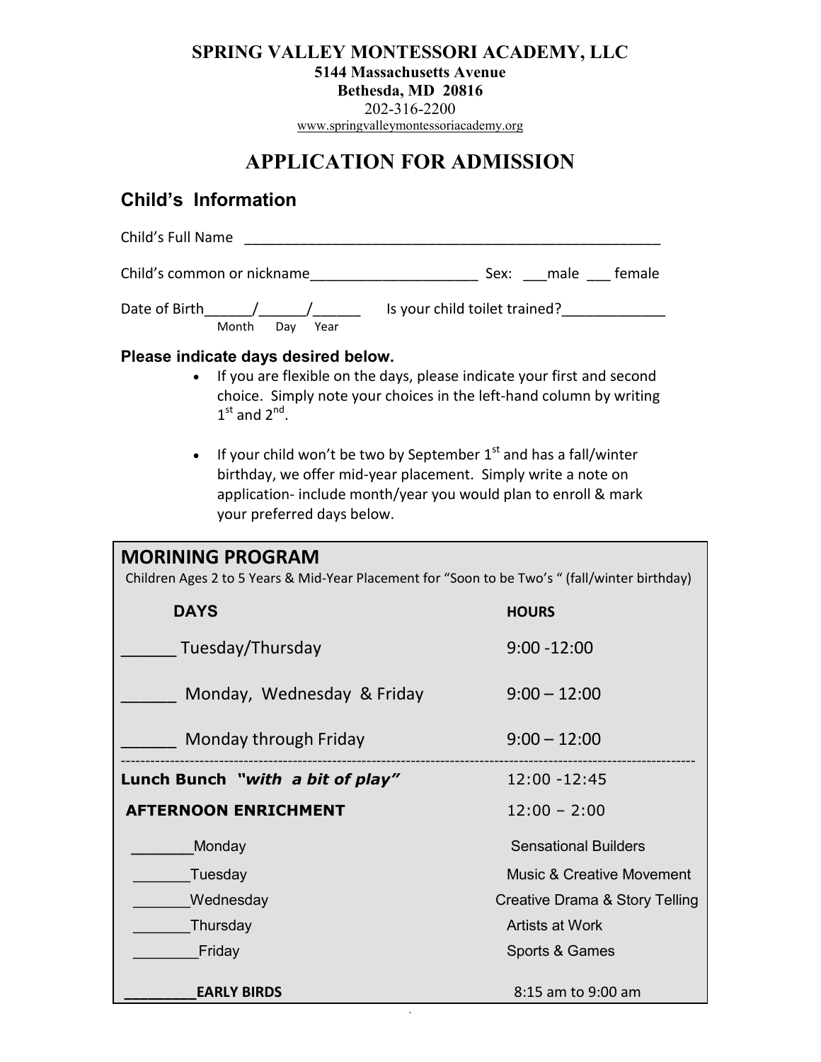**SPRING VALLEY MONTESSORI ACADEMY, LLC**
**5144 Massachusetts Avenue**
**Bethesda, MD 20816**
202-316-2200
www.springvalleymontessoriacademy.org

# APPLICATION FOR ADMISSION

## Child's Information

Child's Full Name ________________________________________________

Child's common or nickname____________________ Sex: ___male ___ female

Date of Birth______/______/______ Is your child toilet trained?____________
Month Day Year

**Please indicate days desired below.**

- If you are flexible on the days, please indicate your first and second choice. Simply note your choices in the left-hand column by writing 1st and 2nd.
- If your child won't be two by September 1st and has a fall/winter birthday, we offer mid-year placement. Simply write a note on application- include month/year you would plan to enroll & mark your preferred days below.

## MORINING PROGRAM

Children Ages 2 to 5 Years & Mid-Year Placement for "Soon to be Two's " (fall/winter birthday)

| **DAYS** | **HOURS** |
|---|---|
| ______ Tuesday/Thursday | 9:00 -12:00 |
| ______ Monday, Wednesday & Friday | 9:00 – 12:00 |
| ______ Monday through Friday | 9:00 – 12:00 |

---

| | |
|---|---|
| **Lunch Bunch *"with a bit of play"*** | 12:00 -12:45 |
| **AFTERNOON ENRICHMENT** | 12:00 – 2:00 |
| _______Monday | Sensational Builders |
| _______Tuesday | Music & Creative Movement |
| _______Wednesday | Creative Drama & Story Telling |
| _______Thursday | Artists at Work |
| ________Friday | Sports & Games |
| ________**EARLY BIRDS** | 8:15 am to 9:00 am |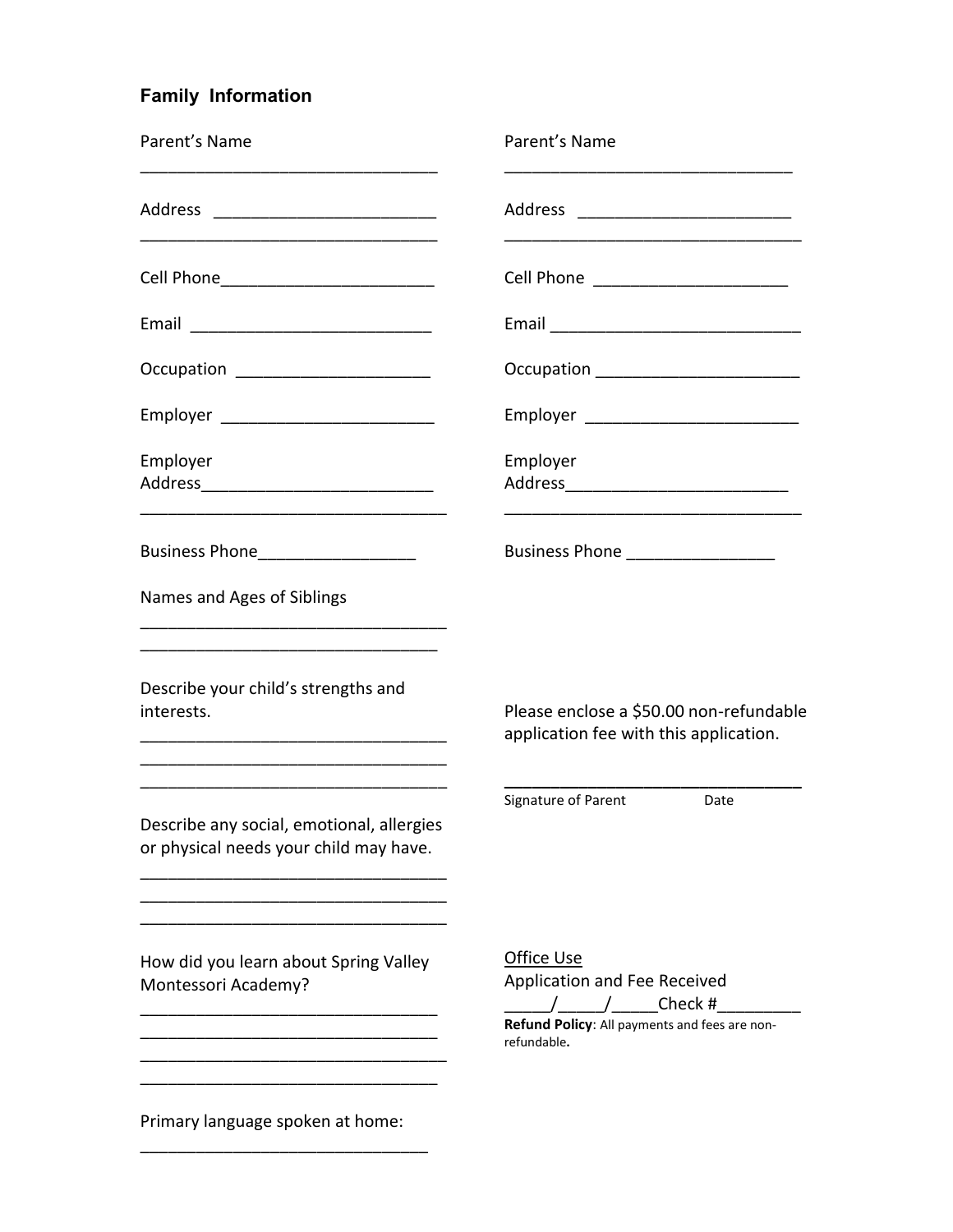## Family Information

Parent's Name
_______________________________

Address _______________________
_______________________________

Cell Phone______________________

Email _________________________

Occupation ____________________

Employer ______________________

Employer Address________________________
_______________________________

Business Phone_________________

Parent's Name
_______________________________

Address _______________________
_______________________________

Cell Phone ____________________

Email _________________________

Occupation ____________________

Employer ______________________

Employer Address________________________
_______________________________

Business Phone ________________

Names and Ages of Siblings
_______________________________
_______________________________

Describe your child's strengths and interests.
_______________________________
_______________________________
_______________________________

Describe any social, emotional, allergies or physical needs your child may have.
_______________________________
_______________________________
_______________________________

How did you learn about Spring Valley Montessori Academy?
_______________________________
_______________________________
_______________________________
_______________________________

Primary language spoken at home:
_______________________________

Please enclose a $50.00 non-refundable application fee with this application.

_______________________________
Signature of Parent Date

Office Use
Application and Fee Received
_____/_____/_____Check #_________

**Refund Policy**: All payments and fees are non-refundable**.**